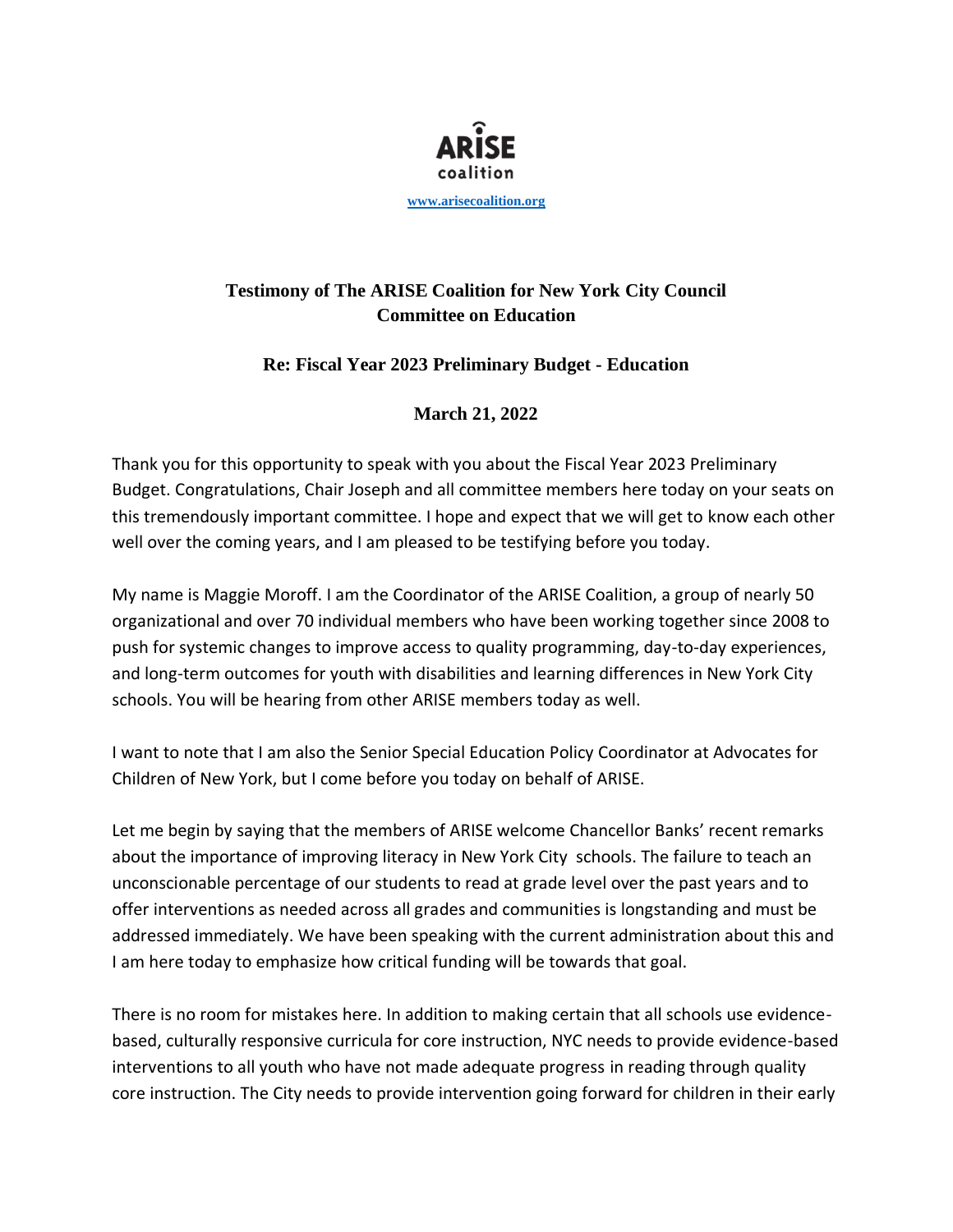**ARISE**
coalition

www.arisecoalition.org

## Testimony of The ARISE Coalition for New York City Council Committee on Education

### Re: Fiscal Year 2023 Preliminary Budget - Education

### March 21, 2022

Thank you for this opportunity to speak with you about the Fiscal Year 2023 Preliminary Budget. Congratulations, Chair Joseph and all committee members here today on your seats on this tremendously important committee. I hope and expect that we will get to know each other well over the coming years, and I am pleased to be testifying before you today.

My name is Maggie Moroff. I am the Coordinator of the ARISE Coalition, a group of nearly 50 organizational and over 70 individual members who have been working together since 2008 to push for systemic changes to improve access to quality programming, day-to-day experiences, and long-term outcomes for youth with disabilities and learning differences in New York City schools. You will be hearing from other ARISE members today as well.

I want to note that I am also the Senior Special Education Policy Coordinator at Advocates for Children of New York, but I come before you today on behalf of ARISE.

Let me begin by saying that the members of ARISE welcome Chancellor Banks' recent remarks about the importance of improving literacy in New York City schools. The failure to teach an unconscionable percentage of our students to read at grade level over the past years and to offer interventions as needed across all grades and communities is longstanding and must be addressed immediately. We have been speaking with the current administration about this and I am here today to emphasize how critical funding will be towards that goal.

There is no room for mistakes here. In addition to making certain that all schools use evidence-based, culturally responsive curricula for core instruction, NYC needs to provide evidence-based interventions to all youth who have not made adequate progress in reading through quality core instruction. The City needs to provide intervention going forward for children in their early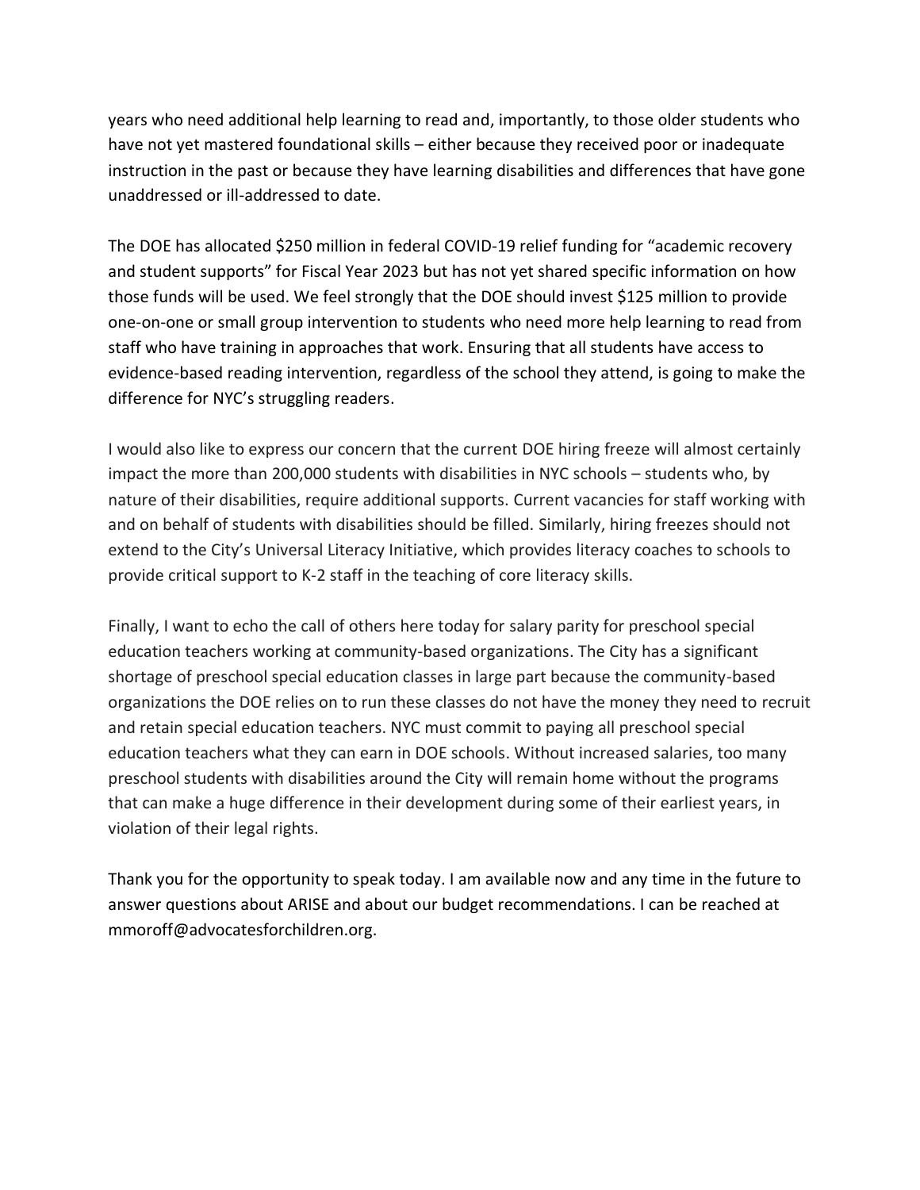years who need additional help learning to read and, importantly, to those older students who have not yet mastered foundational skills – either because they received poor or inadequate instruction in the past or because they have learning disabilities and differences that have gone unaddressed or ill-addressed to date.

The DOE has allocated $250 million in federal COVID-19 relief funding for "academic recovery and student supports" for Fiscal Year 2023 but has not yet shared specific information on how those funds will be used. We feel strongly that the DOE should invest $125 million to provide one-on-one or small group intervention to students who need more help learning to read from staff who have training in approaches that work. Ensuring that all students have access to evidence-based reading intervention, regardless of the school they attend, is going to make the difference for NYC's struggling readers.

I would also like to express our concern that the current DOE hiring freeze will almost certainly impact the more than 200,000 students with disabilities in NYC schools – students who, by nature of their disabilities, require additional supports. Current vacancies for staff working with and on behalf of students with disabilities should be filled. Similarly, hiring freezes should not extend to the City's Universal Literacy Initiative, which provides literacy coaches to schools to provide critical support to K-2 staff in the teaching of core literacy skills.

Finally, I want to echo the call of others here today for salary parity for preschool special education teachers working at community-based organizations. The City has a significant shortage of preschool special education classes in large part because the community-based organizations the DOE relies on to run these classes do not have the money they need to recruit and retain special education teachers. NYC must commit to paying all preschool special education teachers what they can earn in DOE schools. Without increased salaries, too many preschool students with disabilities around the City will remain home without the programs that can make a huge difference in their development during some of their earliest years, in violation of their legal rights.

Thank you for the opportunity to speak today. I am available now and any time in the future to answer questions about ARISE and about our budget recommendations. I can be reached at mmoroff@advocatesforchildren.org.